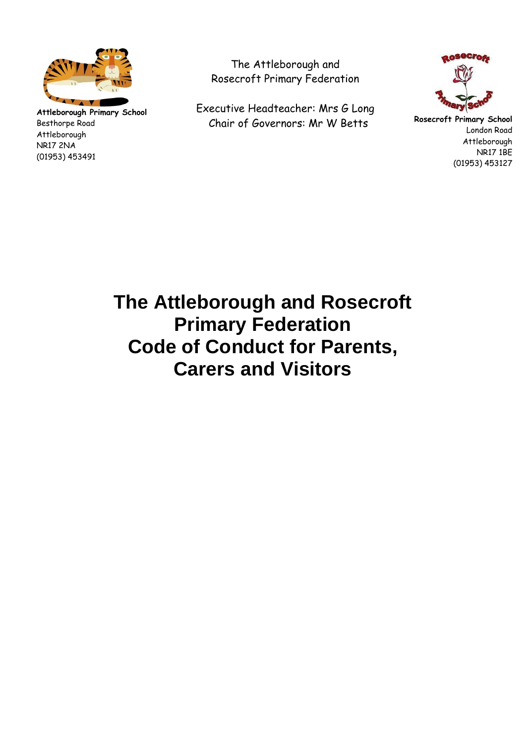**Attleborough Primary School**
Besthorpe Road
Attleborough
NR17 2NA
(01953) 453491

The Attleborough and
Rosecroft Primary Federation

Executive Headteacher: Mrs G Long
Chair of Governors: Mr W Betts

**Rosecroft Primary School**
London Road
Attleborough
NR17 1BE
(01953) 453127

# The Attleborough and Rosecroft Primary Federation Code of Conduct for Parents, Carers and Visitors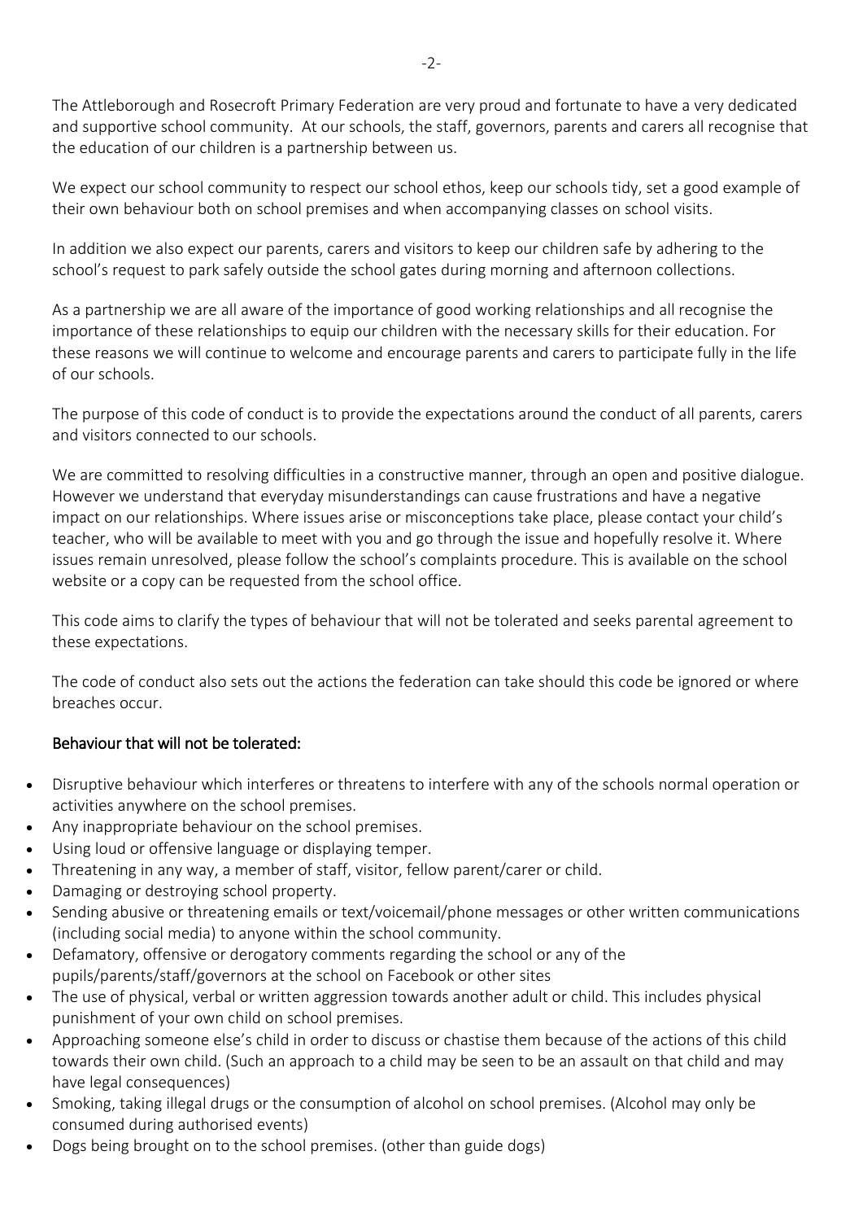The Attleborough and Rosecroft Primary Federation are very proud and fortunate to have a very dedicated and supportive school community. At our schools, the staff, governors, parents and carers all recognise that the education of our children is a partnership between us.

We expect our school community to respect our school ethos, keep our schools tidy, set a good example of their own behaviour both on school premises and when accompanying classes on school visits.

In addition we also expect our parents, carers and visitors to keep our children safe by adhering to the school's request to park safely outside the school gates during morning and afternoon collections.

As a partnership we are all aware of the importance of good working relationships and all recognise the importance of these relationships to equip our children with the necessary skills for their education. For these reasons we will continue to welcome and encourage parents and carers to participate fully in the life of our schools.

The purpose of this code of conduct is to provide the expectations around the conduct of all parents, carers and visitors connected to our schools.

We are committed to resolving difficulties in a constructive manner, through an open and positive dialogue. However we understand that everyday misunderstandings can cause frustrations and have a negative impact on our relationships. Where issues arise or misconceptions take place, please contact your child's teacher, who will be available to meet with you and go through the issue and hopefully resolve it. Where issues remain unresolved, please follow the school's complaints procedure. This is available on the school website or a copy can be requested from the school office.

This code aims to clarify the types of behaviour that will not be tolerated and seeks parental agreement to these expectations.

The code of conduct also sets out the actions the federation can take should this code be ignored or where breaches occur.

**Behaviour that will not be tolerated:**

- Disruptive behaviour which interferes or threatens to interfere with any of the schools normal operation or activities anywhere on the school premises.
- Any inappropriate behaviour on the school premises.
- Using loud or offensive language or displaying temper.
- Threatening in any way, a member of staff, visitor, fellow parent/carer or child.
- Damaging or destroying school property.
- Sending abusive or threatening emails or text/voicemail/phone messages or other written communications (including social media) to anyone within the school community.
- Defamatory, offensive or derogatory comments regarding the school or any of the pupils/parents/staff/governors at the school on Facebook or other sites
- The use of physical, verbal or written aggression towards another adult or child. This includes physical punishment of your own child on school premises.
- Approaching someone else's child in order to discuss or chastise them because of the actions of this child towards their own child. (Such an approach to a child may be seen to be an assault on that child and may have legal consequences)
- Smoking, taking illegal drugs or the consumption of alcohol on school premises. (Alcohol may only be consumed during authorised events)
- Dogs being brought on to the school premises. (other than guide dogs)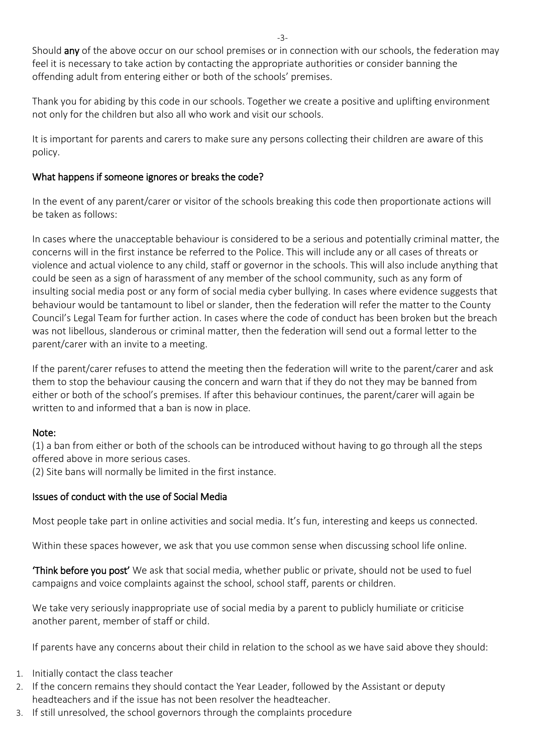Should **any** of the above occur on our school premises or in connection with our schools, the federation may feel it is necessary to take action by contacting the appropriate authorities or consider banning the offending adult from entering either or both of the schools' premises.

Thank you for abiding by this code in our schools. Together we create a positive and uplifting environment not only for the children but also all who work and visit our schools.

It is important for parents and carers to make sure any persons collecting their children are aware of this policy.

## What happens if someone ignores or breaks the code?

In the event of any parent/carer or visitor of the schools breaking this code then proportionate actions will be taken as follows:

In cases where the unacceptable behaviour is considered to be a serious and potentially criminal matter, the concerns will in the first instance be referred to the Police. This will include any or all cases of threats or violence and actual violence to any child, staff or governor in the schools. This will also include anything that could be seen as a sign of harassment of any member of the school community, such as any form of insulting social media post or any form of social media cyber bullying. In cases where evidence suggests that behaviour would be tantamount to libel or slander, then the federation will refer the matter to the County Council's Legal Team for further action. In cases where the code of conduct has been broken but the breach was not libellous, slanderous or criminal matter, then the federation will send out a formal letter to the parent/carer with an invite to a meeting.

If the parent/carer refuses to attend the meeting then the federation will write to the parent/carer and ask them to stop the behaviour causing the concern and warn that if they do not they may be banned from either or both of the school's premises. If after this behaviour continues, the parent/carer will again be written to and informed that a ban is now in place.

**Note:**

(1) a ban from either or both of the schools can be introduced without having to go through all the steps offered above in more serious cases.
(2) Site bans will normally be limited in the first instance.

## Issues of conduct with the use of Social Media

Most people take part in online activities and social media. It's fun, interesting and keeps us connected.

Within these spaces however, we ask that you use common sense when discussing school life online.

**'Think before you post'** We ask that social media, whether public or private, should not be used to fuel campaigns and voice complaints against the school, school staff, parents or children.

We take very seriously inappropriate use of social media by a parent to publicly humiliate or criticise another parent, member of staff or child.

If parents have any concerns about their child in relation to the school as we have said above they should:

1. Initially contact the class teacher
2. If the concern remains they should contact the Year Leader, followed by the Assistant or deputy headteachers and if the issue has not been resolver the headteacher.
3. If still unresolved, the school governors through the complaints procedure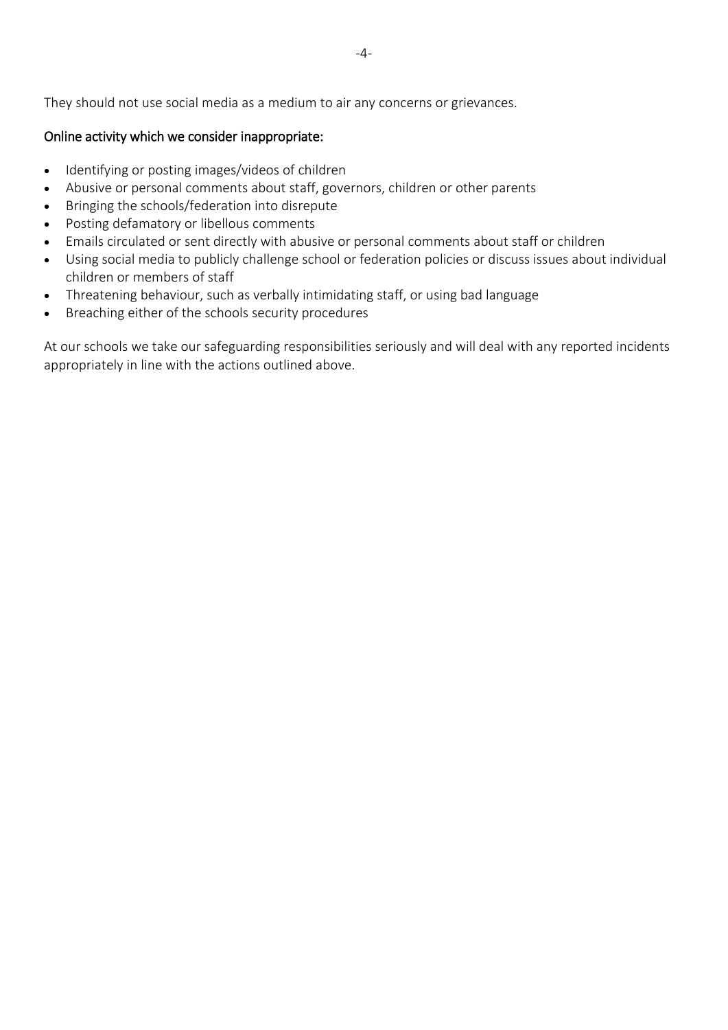They should not use social media as a medium to air any concerns or grievances.

Online activity which we consider inappropriate:

- Identifying or posting images/videos of children
- Abusive or personal comments about staff, governors, children or other parents
- Bringing the schools/federation into disrepute
- Posting defamatory or libellous comments
- Emails circulated or sent directly with abusive or personal comments about staff or children
- Using social media to publicly challenge school or federation policies or discuss issues about individual children or members of staff
- Threatening behaviour, such as verbally intimidating staff, or using bad language
- Breaching either of the schools security procedures

At our schools we take our safeguarding responsibilities seriously and will deal with any reported incidents appropriately in line with the actions outlined above.